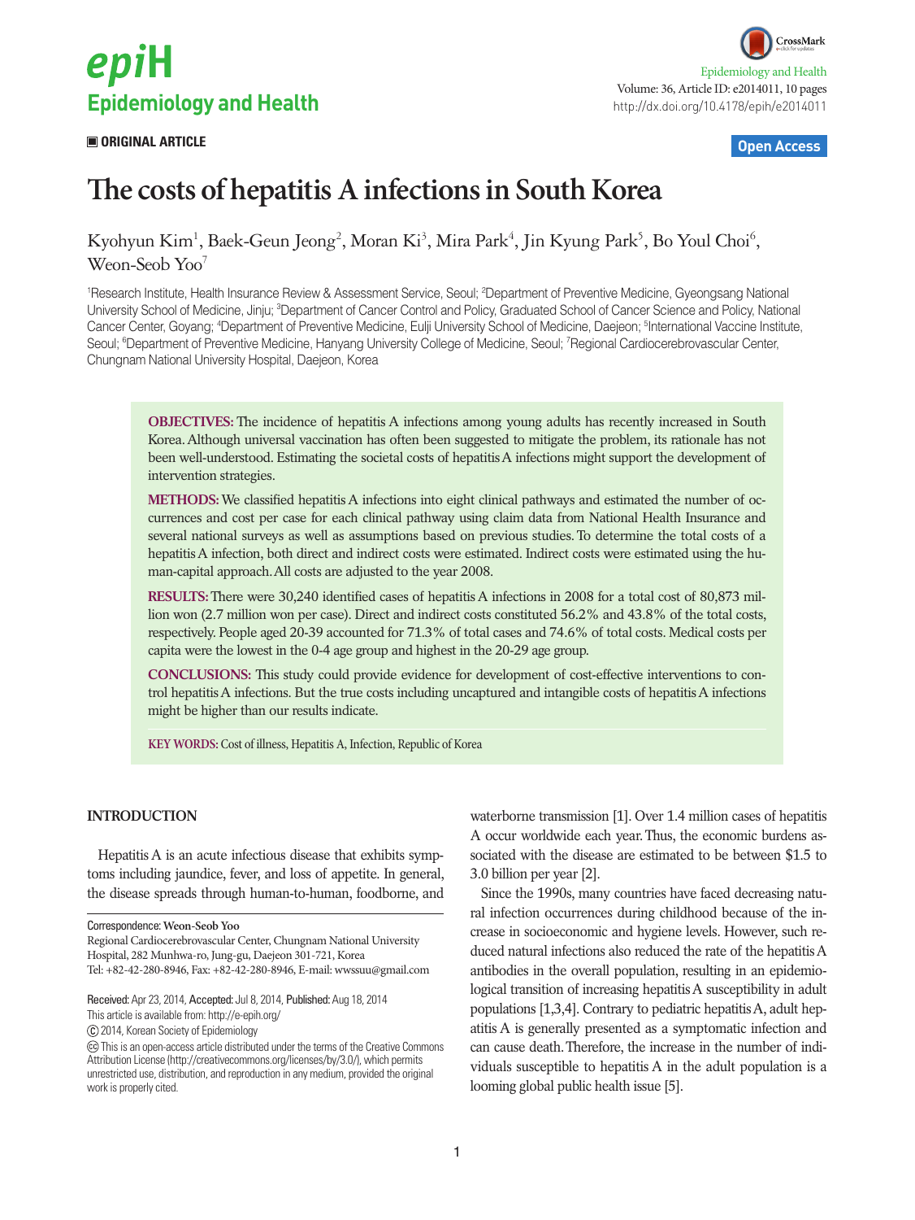ORIGINAL ARTICLE

# The costs of hepatitis A infections in South Korea

Kyohyun Kim[1], Baek-Geun Jeong[2], Moran Ki[3], Mira Park[4], Jin Kyung Park[5], Bo Youl Choi[6], Weon-Seob Yoo[7]

[1]Research Institute, Health Insurance Review & Assessment Service, Seoul; [2]Department of Preventive Medicine, Gyeongsang National University School of Medicine, Jinju; [3]Department of Cancer Control and Policy, Graduated School of Cancer Science and Policy, National Cancer Center, Goyang; [4]Department of Preventive Medicine, Eulji University School of Medicine, Daejeon; [5]International Vaccine Institute, Seoul; [6]Department of Preventive Medicine, Hanyang University College of Medicine, Seoul; [7]Regional Cardiocerebrovascular Center, Chungnam National University Hospital, Daejeon, Korea

**OBJECTIVES:** The incidence of hepatitis A infections among young adults has recently increased in South Korea. Although universal vaccination has often been suggested to mitigate the problem, its rationale has not been well-understood. Estimating the societal costs of hepatitis A infections might support the development of intervention strategies.

**METHODS:** We classified hepatitis A infections into eight clinical pathways and estimated the number of occurrences and cost per case for each clinical pathway using claim data from National Health Insurance and several national surveys as well as assumptions based on previous studies. To determine the total costs of a hepatitis A infection, both direct and indirect costs were estimated. Indirect costs were estimated using the human-capital approach. All costs are adjusted to the year 2008.

**RESULTS:** There were 30,240 identified cases of hepatitis A infections in 2008 for a total cost of 80,873 million won (2.7 million won per case). Direct and indirect costs constituted 56.2% and 43.8% of the total costs, respectively. People aged 20-39 accounted for 71.3% of total cases and 74.6% of total costs. Medical costs per capita were the lowest in the 0-4 age group and highest in the 20-29 age group.

**CONCLUSIONS:** This study could provide evidence for development of cost-effective interventions to control hepatitis A infections. But the true costs including uncaptured and intangible costs of hepatitis A infections might be higher than our results indicate.

**KEY WORDS:** Cost of illness, Hepatitis A, Infection, Republic of Korea

## INTRODUCTION

Hepatitis A is an acute infectious disease that exhibits symptoms including jaundice, fever, and loss of appetite. In general, the disease spreads through human-to-human, foodborne, and waterborne transmission [1]. Over 1.4 million cases of hepatitis A occur worldwide each year. Thus, the economic burdens associated with the disease are estimated to be between $1.5 to 3.0 billion per year [2].

Since the 1990s, many countries have faced decreasing natural infection occurrences during childhood because of the increase in socioeconomic and hygiene levels. However, such reduced natural infections also reduced the rate of the hepatitis A antibodies in the overall population, resulting in an epidemiological transition of increasing hepatitis A susceptibility in adult populations [1,3,4]. Contrary to pediatric hepatitis A, adult hepatitis A is generally presented as a symptomatic infection and can cause death. Therefore, the increase in the number of individuals susceptible to hepatitis A in the adult population is a looming global public health issue [5].

Correspondence: Weon-Seob Yoo
Regional Cardiocerebrovascular Center, Chungnam National University Hospital, 282 Munhwa-ro, Jung-gu, Daejeon 301-721, Korea
Tel: +82-42-280-8946, Fax: +82-42-280-8946, E-mail: wwssuu@gmail.com

Received: Apr 23, 2014, Accepted: Jul 8, 2014, Published: Aug 18, 2014
This article is available from: http://e-epih.org/

© 2014, Korean Society of Epidemiology

This is an open-access article distributed under the terms of the Creative Commons Attribution License (http://creativecommons.org/licenses/by/3.0/), which permits unrestricted use, distribution, and reproduction in any medium, provided the original work is properly cited.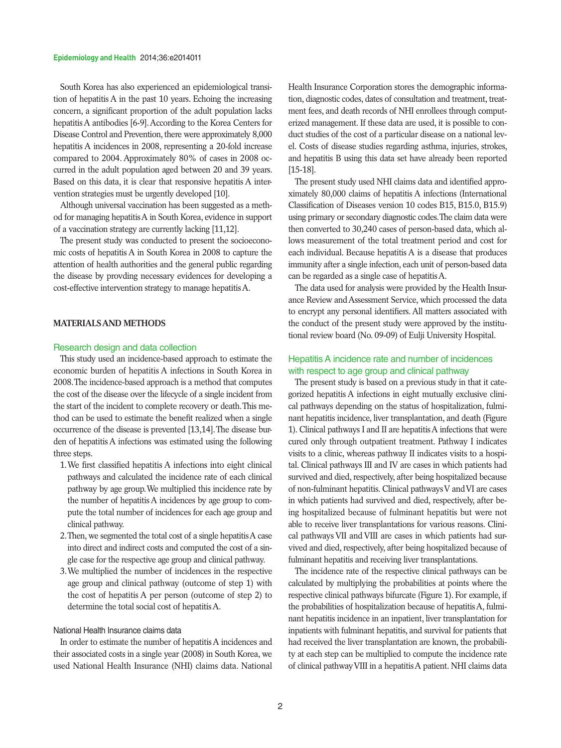South Korea has also experienced an epidemiological transition of hepatitis A in the past 10 years. Echoing the increasing concern, a significant proportion of the adult population lacks hepatitis A antibodies [6-9]. According to the Korea Centers for Disease Control and Prevention, there were approximately 8,000 hepatitis A incidences in 2008, representing a 20-fold increase compared to 2004. Approximately 80% of cases in 2008 occurred in the adult population aged between 20 and 39 years. Based on this data, it is clear that responsive hepatitis A intervention strategies must be urgently developed [10].

Although universal vaccination has been suggested as a method for managing hepatitis A in South Korea, evidence in support of a vaccination strategy are currently lacking [11,12].

The present study was conducted to present the socioeconomic costs of hepatitis A in South Korea in 2008 to capture the attention of health authorities and the general public regarding the disease by provding necessary evidences for developing a cost-effective intervention strategy to manage hepatitis A.

## MATERIALS AND METHODS

### Research design and data collection

This study used an incidence-based approach to estimate the economic burden of hepatitis A infections in South Korea in 2008. The incidence-based approach is a method that computes the cost of the disease over the lifecycle of a single incident from the start of the incident to complete recovery or death. This method can be used to estimate the benefit realized when a single occurrence of the disease is prevented [13,14]. The disease burden of hepatitis A infections was estimated using the following three steps.

1. We first classified hepatitis A infections into eight clinical pathways and calculated the incidence rate of each clinical pathway by age group. We multiplied this incidence rate by the number of hepatitis A incidences by age group to compute the total number of incidences for each age group and clinical pathway.
2. Then, we segmented the total cost of a single hepatitis A case into direct and indirect costs and computed the cost of a single case for the respective age group and clinical pathway.
3. We multiplied the number of incidences in the respective age group and clinical pathway (outcome of step 1) with the cost of hepatitis A per person (outcome of step 2) to determine the total social cost of hepatitis A.

#### National Health Insurance claims data

In order to estimate the number of hepatitis A incidences and their associated costs in a single year (2008) in South Korea, we used National Health Insurance (NHI) claims data. National Health Insurance Corporation stores the demographic information, diagnostic codes, dates of consultation and treatment, treatment fees, and death records of NHI enrollees through computerized management. If these data are used, it is possible to conduct studies of the cost of a particular disease on a national level. Costs of disease studies regarding asthma, injuries, strokes, and hepatitis B using this data set have already been reported [15-18].

The present study used NHI claims data and identified approximately 80,000 claims of hepatitis A infections (International Classification of Diseases version 10 codes B15, B15.0, B15.9) using primary or secondary diagnostic codes. The claim data were then converted to 30,240 cases of person-based data, which allows measurement of the total treatment period and cost for each individual. Because hepatitis A is a disease that produces immunity after a single infection, each unit of person-based data can be regarded as a single case of hepatitis A.

The data used for analysis were provided by the Health Insurance Review and Assessment Service, which processed the data to encrypt any personal identifiers. All matters associated with the conduct of the present study were approved by the institutional review board (No. 09-09) of Eulji University Hospital.

### Hepatitis A incidence rate and number of incidences with respect to age group and clinical pathway

The present study is based on a previous study in that it categorized hepatitis A infections in eight mutually exclusive clinical pathways depending on the status of hospitalization, fulminant hepatitis incidence, liver transplantation, and death (Figure 1). Clinical pathways I and II are hepatitis A infections that were cured only through outpatient treatment. Pathway I indicates visits to a clinic, whereas pathway II indicates visits to a hospital. Clinical pathways III and IV are cases in which patients had survived and died, respectively, after being hospitalized because of non-fulminant hepatitis. Clinical pathways V and VI are cases in which patients had survived and died, respectively, after being hospitalized because of fulminant hepatitis but were not able to receive liver transplantations for various reasons. Clinical pathways VII and VIII are cases in which patients had survived and died, respectively, after being hospitalized because of fulminant hepatitis and receiving liver transplantations.

The incidence rate of the respective clinical pathways can be calculated by multiplying the probabilities at points where the respective clinical pathways bifurcate (Figure 1). For example, if the probabilities of hospitalization because of hepatitis A, fulminant hepatitis incidence in an inpatient, liver transplantation for inpatients with fulminant hepatitis, and survival for patients that had received the liver transplantation are known, the probability at each step can be multiplied to compute the incidence rate of clinical pathway VIII in a hepatitis A patient. NHI claims data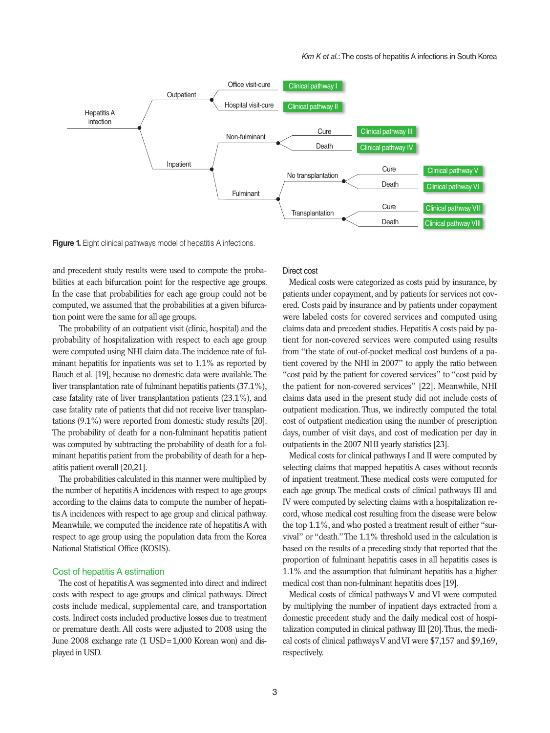Hepatitis A infection → Outpatient → Office visit-cure → Clinical pathway I
Hepatitis A infection → Outpatient → Hospital visit-cure → Clinical pathway II
Hepatitis A infection → Inpatient → Non-fulminant → Cure → Clinical pathway III
Hepatitis A infection → Inpatient → Non-fulminant → Death → Clinical pathway IV
Hepatitis A infection → Inpatient → Fulminant → No transplantation → Cure → Clinical pathway V
Hepatitis A infection → Inpatient → Fulminant → No transplantation → Death → Clinical pathway VI
Hepatitis A infection → Inpatient → Fulminant → Transplantation → Cure → Clinical pathway VII
Hepatitis A infection → Inpatient → Fulminant → Transplantation → Death → Clinical pathway VIII

**Figure 1.** Eight clinical pathways model of hepatitis A infections.

and precedent study results were used to compute the probabilities at each bifurcation point for the respective age groups. In the case that probabilities for each age group could not be computed, we assumed that the probabilities at a given bifurcation point were the same for all age groups.

The probability of an outpatient visit (clinic, hospital) and the probability of hospitalization with respect to each age group were computed using NHI claim data. The incidence rate of fulminant hepatitis for inpatients was set to 1.1% as reported by Bauch et al. [19], because no domestic data were available. The liver transplantation rate of fulminant hepatitis patients (37.1%), case fatality rate of liver transplantation patients (23.1%), and case fatality rate of patients that did not receive liver transplantations (9.1%) were reported from domestic study results [20]. The probability of death for a non-fulminant hepatitis patient was computed by subtracting the probability of death for a fulminant hepatitis patient from the probability of death for a hepatitis patient overall [20,21].

The probabilities calculated in this manner were multiplied by the number of hepatitis A incidences with respect to age groups according to the claims data to compute the number of hepatitis A incidences with respect to age group and clinical pathway. Meanwhile, we computed the incidence rate of hepatitis A with respect to age group using the population data from the Korea National Statistical Office (KOSIS).

## Cost of hepatitis A estimation

The cost of hepatitis A was segmented into direct and indirect costs with respect to age groups and clinical pathways. Direct costs include medical, supplemental care, and transportation costs. Indirect costs included productive losses due to treatment or premature death. All costs were adjusted to 2008 using the June 2008 exchange rate (1 USD = 1,000 Korean won) and displayed in USD.

### Direct cost

Medical costs were categorized as costs paid by insurance, by patients under copayment, and by patients for services not covered. Costs paid by insurance and by patients under copayment were labeled costs for covered services and computed using claims data and precedent studies. Hepatitis A costs paid by patient for non-covered services were computed using results from "the state of out-of-pocket medical cost burdens of a patient covered by the NHI in 2007" to apply the ratio between "cost paid by the patient for covered services" to "cost paid by the patient for non-covered services" [22]. Meanwhile, NHI claims data used in the present study did not include costs of outpatient medication. Thus, we indirectly computed the total cost of outpatient medication using the number of prescription days, number of visit days, and cost of medication per day in outpatients in the 2007 NHI yearly statistics [23].

Medical costs for clinical pathways I and II were computed by selecting claims that mapped hepatitis A cases without records of inpatient treatment. These medical costs were computed for each age group. The medical costs of clinical pathways III and IV were computed by selecting claims with a hospitalization record, whose medical cost resulting from the disease were below the top 1.1%, and who posted a treatment result of either "survival" or "death." The 1.1% threshold used in the calculation is based on the results of a preceding study that reported that the proportion of fulminant hepatitis cases in all hepatitis cases is 1.1% and the assumption that fulminant hepatitis has a higher medical cost than non-fulminant hepatitis does [19].

Medical costs of clinical pathways V and VI were computed by multiplying the number of inpatient days extracted from a domestic precedent study and the daily medical cost of hospitalization computed in clinical pathway III [20]. Thus, the medical costs of clinical pathways V and VI were $7,157 and $9,169, respectively.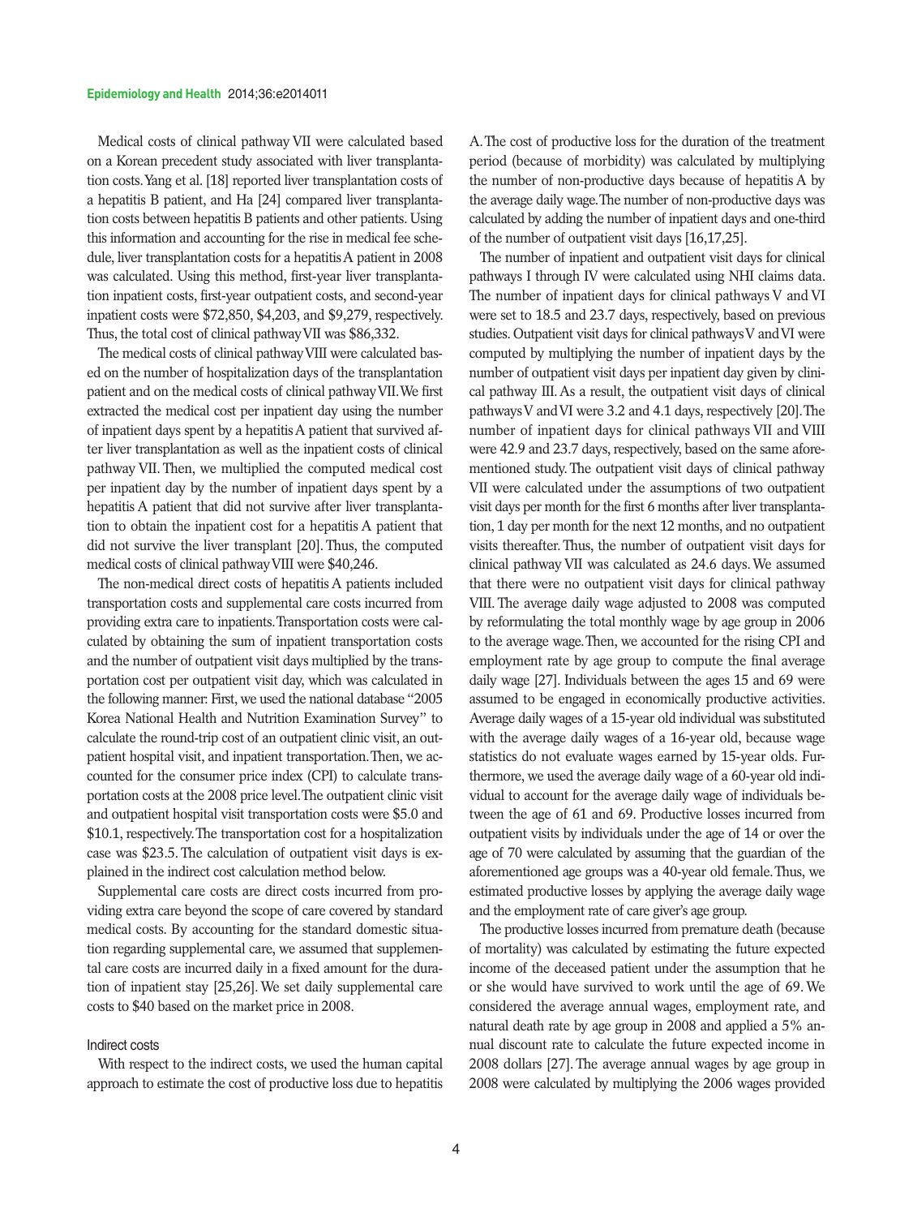Medical costs of clinical pathway VII were calculated based on a Korean precedent study associated with liver transplantation costs. Yang et al. [18] reported liver transplantation costs of a hepatitis B patient, and Ha [24] compared liver transplantation costs between hepatitis B patients and other patients. Using this information and accounting for the rise in medical fee schedule, liver transplantation costs for a hepatitis A patient in 2008 was calculated. Using this method, first-year liver transplantation inpatient costs, first-year outpatient costs, and second-year inpatient costs were $72,850, $4,203, and $9,279, respectively. Thus, the total cost of clinical pathway VII was $86,332.

The medical costs of clinical pathway VIII were calculated based on the number of hospitalization days of the transplantation patient and on the medical costs of clinical pathway VII. We first extracted the medical cost per inpatient day using the number of inpatient days spent by a hepatitis A patient that survived after liver transplantation as well as the inpatient costs of clinical pathway VII. Then, we multiplied the computed medical cost per inpatient day by the number of inpatient days spent by a hepatitis A patient that did not survive after liver transplantation to obtain the inpatient cost for a hepatitis A patient that did not survive the liver transplant [20]. Thus, the computed medical costs of clinical pathway VIII were $40,246.

The non-medical direct costs of hepatitis A patients included transportation costs and supplemental care costs incurred from providing extra care to inpatients. Transportation costs were calculated by obtaining the sum of inpatient transportation costs and the number of outpatient visit days multiplied by the transportation cost per outpatient visit day, which was calculated in the following manner: First, we used the national database "2005 Korea National Health and Nutrition Examination Survey" to calculate the round-trip cost of an outpatient clinic visit, an outpatient hospital visit, and inpatient transportation. Then, we accounted for the consumer price index (CPI) to calculate transportation costs at the 2008 price level. The outpatient clinic visit and outpatient hospital visit transportation costs were $5.0 and $10.1, respectively. The transportation cost for a hospitalization case was $23.5. The calculation of outpatient visit days is explained in the indirect cost calculation method below.

Supplemental care costs are direct costs incurred from providing extra care beyond the scope of care covered by standard medical costs. By accounting for the standard domestic situation regarding supplemental care, we assumed that supplemental care costs are incurred daily in a fixed amount for the duration of inpatient stay [25,26]. We set daily supplemental care costs to $40 based on the market price in 2008.

### Indirect costs

With respect to the indirect costs, we used the human capital approach to estimate the cost of productive loss due to hepatitis A. The cost of productive loss for the duration of the treatment period (because of morbidity) was calculated by multiplying the number of non-productive days because of hepatitis A by the average daily wage. The number of non-productive days was calculated by adding the number of inpatient days and one-third of the number of outpatient visit days [16,17,25].

The number of inpatient and outpatient visit days for clinical pathways I through IV were calculated using NHI claims data. The number of inpatient days for clinical pathways V and VI were set to 18.5 and 23.7 days, respectively, based on previous studies. Outpatient visit days for clinical pathways V and VI were computed by multiplying the number of inpatient days by the number of outpatient visit days per inpatient day given by clinical pathway III. As a result, the outpatient visit days of clinical pathways V and VI were 3.2 and 4.1 days, respectively [20]. The number of inpatient days for clinical pathways VII and VIII were 42.9 and 23.7 days, respectively, based on the same aforementioned study. The outpatient visit days of clinical pathway VII were calculated under the assumptions of two outpatient visit days per month for the first 6 months after liver transplantation, 1 day per month for the next 12 months, and no outpatient visits thereafter. Thus, the number of outpatient visit days for clinical pathway VII was calculated as 24.6 days. We assumed that there were no outpatient visit days for clinical pathway VIII. The average daily wage adjusted to 2008 was computed by reformulating the total monthly wage by age group in 2006 to the average wage. Then, we accounted for the rising CPI and employment rate by age group to compute the final average daily wage [27]. Individuals between the ages 15 and 69 were assumed to be engaged in economically productive activities. Average daily wages of a 15-year old individual was substituted with the average daily wages of a 16-year old, because wage statistics do not evaluate wages earned by 15-year olds. Furthermore, we used the average daily wage of a 60-year old individual to account for the average daily wage of individuals between the age of 61 and 69. Productive losses incurred from outpatient visits by individuals under the age of 14 or over the age of 70 were calculated by assuming that the guardian of the aforementioned age groups was a 40-year old female. Thus, we estimated productive losses by applying the average daily wage and the employment rate of care giver's age group.

The productive losses incurred from premature death (because of mortality) was calculated by estimating the future expected income of the deceased patient under the assumption that he or she would have survived to work until the age of 69. We considered the average annual wages, employment rate, and natural death rate by age group in 2008 and applied a 5% annual discount rate to calculate the future expected income in 2008 dollars [27]. The average annual wages by age group in 2008 were calculated by multiplying the 2006 wages provided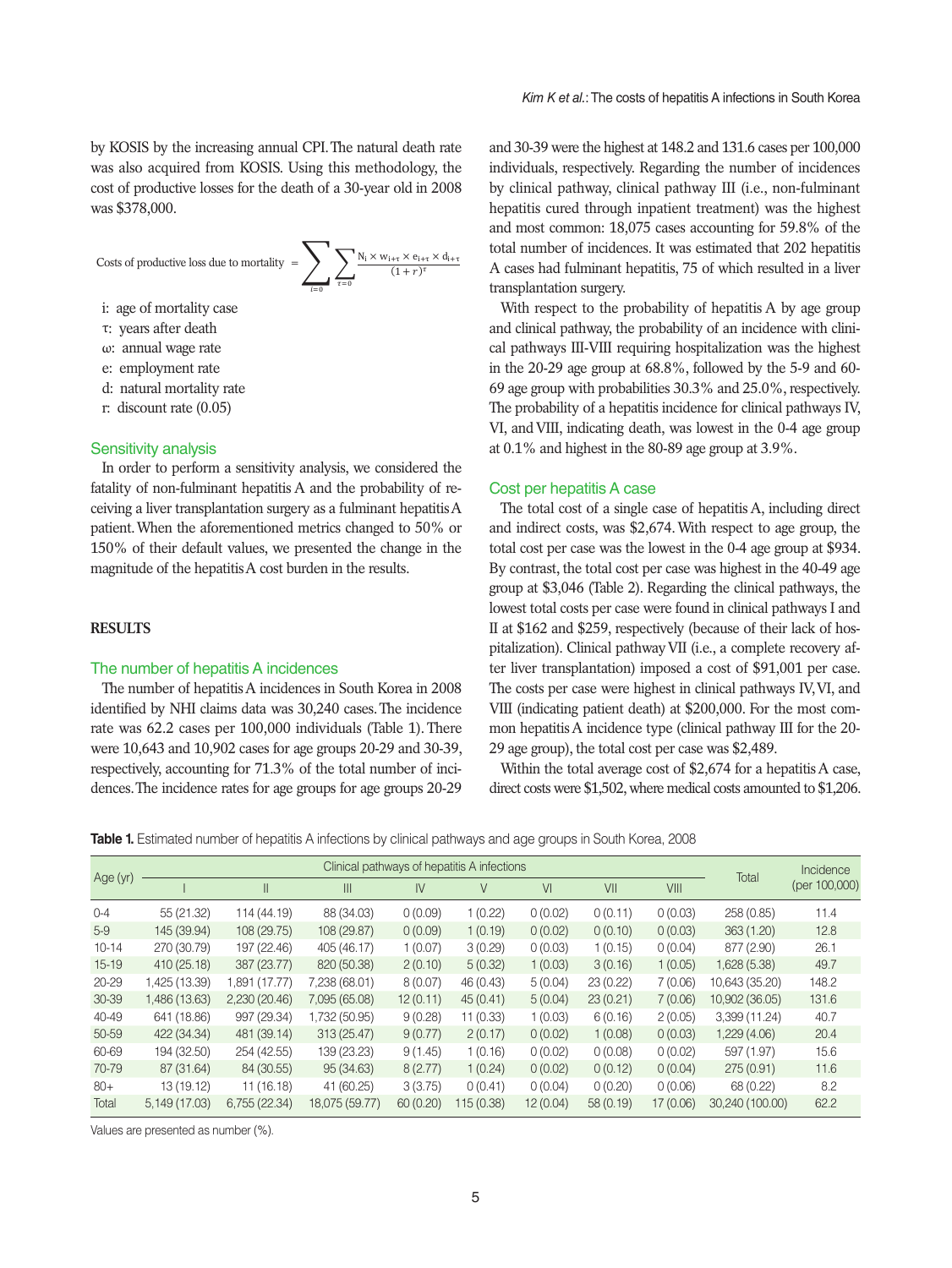by KOSIS by the increasing annual CPI. The natural death rate was also acquired from KOSIS. Using this methodology, the cost of productive losses for the death of a 30-year old in 2008 was $378,000.

$$\text{Costs of productive loss due to mortality} = \sum_{i=0} \sum_{\tau=0} \frac{N_i \times w_{i+\tau} \times e_{i+\tau} \times d_{i+\tau}}{(1+r)^{\tau}}$$

- i: age of mortality case
- τ: years after death
- ω: annual wage rate
- e: employment rate
- d: natural mortality rate
- r: discount rate (0.05)

### Sensitivity analysis

In order to perform a sensitivity analysis, we considered the fatality of non-fulminant hepatitis A and the probability of receiving a liver transplantation surgery as a fulminant hepatitis A patient. When the aforementioned metrics changed to 50% or 150% of their default values, we presented the change in the magnitude of the hepatitis A cost burden in the results.

## RESULTS

### The number of hepatitis A incidences

The number of hepatitis A incidences in South Korea in 2008 identified by NHI claims data was 30,240 cases. The incidence rate was 62.2 cases per 100,000 individuals (Table 1). There were 10,643 and 10,902 cases for age groups 20-29 and 30-39, respectively, accounting for 71.3% of the total number of incidences. The incidence rates for age groups for age groups 20-29 and 30-39 were the highest at 148.2 and 131.6 cases per 100,000 individuals, respectively. Regarding the number of incidences by clinical pathway, clinical pathway III (i.e., non-fulminant hepatitis cured through inpatient treatment) was the highest and most common: 18,075 cases accounting for 59.8% of the total number of incidences. It was estimated that 202 hepatitis A cases had fulminant hepatitis, 75 of which resulted in a liver transplantation surgery.

With respect to the probability of hepatitis A by age group and clinical pathway, the probability of an incidence with clinical pathways III-VIII requiring hospitalization was the highest in the 20-29 age group at 68.8%, followed by the 5-9 and 60-69 age group with probabilities 30.3% and 25.0%, respectively. The probability of a hepatitis incidence for clinical pathways IV, VI, and VIII, indicating death, was lowest in the 0-4 age group at 0.1% and highest in the 80-89 age group at 3.9%.

### Cost per hepatitis A case

The total cost of a single case of hepatitis A, including direct and indirect costs, was $2,674. With respect to age group, the total cost per case was the lowest in the 0-4 age group at $934. By contrast, the total cost per case was highest in the 40-49 age group at $3,046 (Table 2). Regarding the clinical pathways, the lowest total costs per case were found in clinical pathways I and II at $162 and $259, respectively (because of their lack of hospitalization). Clinical pathway VII (i.e., a complete recovery after liver transplantation) imposed a cost of $91,001 per case. The costs per case were highest in clinical pathways IV, VI, and VIII (indicating patient death) at $200,000. For the most common hepatitis A incidence type (clinical pathway III for the 20-29 age group), the total cost per case was $2,489.

Within the total average cost of $2,674 for a hepatitis A case, direct costs were $1,502, where medical costs amounted to $1,206.

**Table 1.** Estimated number of hepatitis A infections by clinical pathways and age groups in South Korea, 2008

| Age (yr) | Clinical pathways of hepatitis A infections | | | | | | | | Total | Incidence (per 100,000) |
|---|---|---|---|---|---|---|---|---|---|---|
| | I | II | III | IV | V | VI | VII | VIII | | |
| 0-4 | 55 (21.32) | 114 (44.19) | 88 (34.03) | 0 (0.09) | 1 (0.22) | 0 (0.02) | 0 (0.11) | 0 (0.03) | 258 (0.85) | 11.4 |
| 5-9 | 145 (39.94) | 108 (29.75) | 108 (29.87) | 0 (0.09) | 1 (0.19) | 0 (0.02) | 0 (0.10) | 0 (0.03) | 363 (1.20) | 12.8 |
| 10-14 | 270 (30.79) | 197 (22.46) | 405 (46.17) | 1 (0.07) | 3 (0.29) | 0 (0.03) | 1 (0.15) | 0 (0.04) | 877 (2.90) | 26.1 |
| 15-19 | 410 (25.18) | 387 (23.77) | 820 (50.38) | 2 (0.10) | 5 (0.32) | 1 (0.03) | 3 (0.16) | 1 (0.05) | 1,628 (5.38) | 49.7 |
| 20-29 | 1,425 (13.39) | 1,891 (17.77) | 7,238 (68.01) | 8 (0.07) | 46 (0.43) | 5 (0.04) | 23 (0.22) | 7 (0.06) | 10,643 (35.20) | 148.2 |
| 30-39 | 1,486 (13.63) | 2,230 (20.46) | 7,095 (65.08) | 12 (0.11) | 45 (0.41) | 5 (0.04) | 23 (0.21) | 7 (0.06) | 10,902 (36.05) | 131.6 |
| 40-49 | 641 (18.86) | 997 (29.34) | 1,732 (50.95) | 9 (0.28) | 11 (0.33) | 1 (0.03) | 6 (0.16) | 2 (0.05) | 3,399 (11.24) | 40.7 |
| 50-59 | 422 (34.34) | 481 (39.14) | 313 (25.47) | 9 (0.77) | 2 (0.17) | 0 (0.02) | 1 (0.08) | 0 (0.03) | 1,229 (4.06) | 20.4 |
| 60-69 | 194 (32.50) | 254 (42.55) | 139 (23.23) | 9 (1.45) | 1 (0.16) | 0 (0.02) | 0 (0.08) | 0 (0.02) | 597 (1.97) | 15.6 |
| 70-79 | 87 (31.64) | 84 (30.55) | 95 (34.63) | 8 (2.77) | 1 (0.24) | 0 (0.02) | 0 (0.12) | 0 (0.04) | 275 (0.91) | 11.6 |
| 80+ | 13 (19.12) | 11 (16.18) | 41 (60.25) | 3 (3.75) | 0 (0.41) | 0 (0.04) | 0 (0.20) | 0 (0.06) | 68 (0.22) | 8.2 |
| Total | 5,149 (17.03) | 6,755 (22.34) | 18,075 (59.77) | 60 (0.20) | 115 (0.38) | 12 (0.04) | 58 (0.19) | 17 (0.06) | 30,240 (100.00) | 62.2 |

Values are presented as number (%).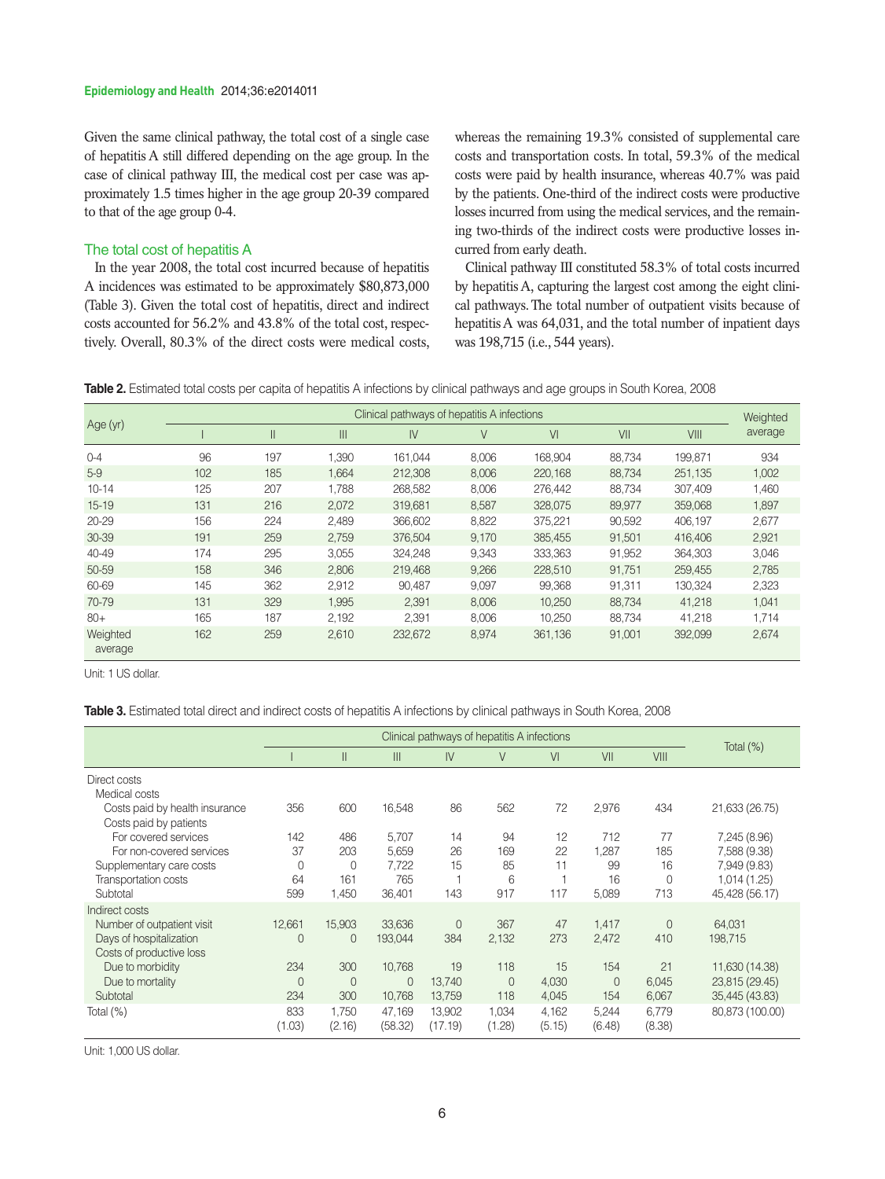Given the same clinical pathway, the total cost of a single case of hepatitis A still differed depending on the age group. In the case of clinical pathway III, the medical cost per case was approximately 1.5 times higher in the age group 20-39 compared to that of the age group 0-4.

### The total cost of hepatitis A

In the year 2008, the total cost incurred because of hepatitis A incidences was estimated to be approximately $80,873,000 (Table 3). Given the total cost of hepatitis, direct and indirect costs accounted for 56.2% and 43.8% of the total cost, respectively. Overall, 80.3% of the direct costs were medical costs, whereas the remaining 19.3% consisted of supplemental care costs and transportation costs. In total, 59.3% of the medical costs were paid by health insurance, whereas 40.7% was paid by the patients. One-third of the indirect costs were productive losses incurred from using the medical services, and the remaining two-thirds of the indirect costs were productive losses incurred from early death.

Clinical pathway III constituted 58.3% of total costs incurred by hepatitis A, capturing the largest cost among the eight clinical pathways. The total number of outpatient visits because of hepatitis A was 64,031, and the total number of inpatient days was 198,715 (i.e., 544 years).

**Table 2.** Estimated total costs per capita of hepatitis A infections by clinical pathways and age groups in South Korea, 2008

| Age (yr) | Clinical pathways of hepatitis A infections | | | | | | | | Weighted average |
|---|---|---|---|---|---|---|---|---|---|
| | I | II | III | IV | V | VI | VII | VIII | |
| 0-4 | 96 | 197 | 1,390 | 161,044 | 8,006 | 168,904 | 88,734 | 199,871 | 934 |
| 5-9 | 102 | 185 | 1,664 | 212,308 | 8,006 | 220,168 | 88,734 | 251,135 | 1,002 |
| 10-14 | 125 | 207 | 1,788 | 268,582 | 8,006 | 276,442 | 88,734 | 307,409 | 1,460 |
| 15-19 | 131 | 216 | 2,072 | 319,681 | 8,587 | 328,075 | 89,977 | 359,068 | 1,897 |
| 20-29 | 156 | 224 | 2,489 | 366,602 | 8,822 | 375,221 | 90,592 | 406,197 | 2,677 |
| 30-39 | 191 | 259 | 2,759 | 376,504 | 9,170 | 385,455 | 91,501 | 416,406 | 2,921 |
| 40-49 | 174 | 295 | 3,055 | 324,248 | 9,343 | 333,363 | 91,952 | 364,303 | 3,046 |
| 50-59 | 158 | 346 | 2,806 | 219,468 | 9,266 | 228,510 | 91,751 | 259,455 | 2,785 |
| 60-69 | 145 | 362 | 2,912 | 90,487 | 9,097 | 99,368 | 91,311 | 130,324 | 2,323 |
| 70-79 | 131 | 329 | 1,995 | 2,391 | 8,006 | 10,250 | 88,734 | 41,218 | 1,041 |
| 80+ | 165 | 187 | 2,192 | 2,391 | 8,006 | 10,250 | 88,734 | 41,218 | 1,714 |
| Weighted average | 162 | 259 | 2,610 | 232,672 | 8,974 | 361,136 | 91,001 | 392,099 | 2,674 |

Unit: 1 US dollar.

**Table 3.** Estimated total direct and indirect costs of hepatitis A infections by clinical pathways in South Korea, 2008

| | Clinical pathways of hepatitis A infections | | | | | | | | Total (%) |
|---|---|---|---|---|---|---|---|---|---|
| | I | II | III | IV | V | VI | VII | VIII | |
| Direct costs | | | | | | | | | |
| Medical costs | | | | | | | | | |
| Costs paid by health insurance | 356 | 600 | 16,548 | 86 | 562 | 72 | 2,976 | 434 | 21,633 (26.75) |
| Costs paid by patients | | | | | | | | | |
| For covered services | 142 | 486 | 5,707 | 14 | 94 | 12 | 712 | 77 | 7,245 (8.96) |
| For non-covered services | 37 | 203 | 5,659 | 26 | 169 | 22 | 1,287 | 185 | 7,588 (9.38) |
| Supplementary care costs | 0 | 0 | 7,722 | 15 | 85 | 11 | 99 | 16 | 7,949 (9.83) |
| Transportation costs | 64 | 161 | 765 | 1 | 6 | 1 | 16 | 0 | 1,014 (1.25) |
| Subtotal | 599 | 1,450 | 36,401 | 143 | 917 | 117 | 5,089 | 713 | 45,428 (56.17) |
| Indirect costs | | | | | | | | | |
| Number of outpatient visit | 12,661 | 15,903 | 33,636 | 0 | 367 | 47 | 1,417 | 0 | 64,031 |
| Days of hospitalization | 0 | 0 | 193,044 | 384 | 2,132 | 273 | 2,472 | 410 | 198,715 |
| Costs of productive loss | | | | | | | | | |
| Due to morbidity | 234 | 300 | 10,768 | 19 | 118 | 15 | 154 | 21 | 11,630 (14.38) |
| Due to mortality | 0 | 0 | 0 | 13,740 | 0 | 4,030 | 0 | 6,045 | 23,815 (29.45) |
| Subtotal | 234 | 300 | 10,768 | 13,759 | 118 | 4,045 | 154 | 6,067 | 35,445 (43.83) |
| Total (%) | 833 (1.03) | 1,750 (2.16) | 47,169 (58.32) | 13,902 (17.19) | 1,034 (1.28) | 4,162 (5.15) | 5,244 (6.48) | 6,779 (8.38) | 80,873 (100.00) |

Unit: 1,000 US dollar.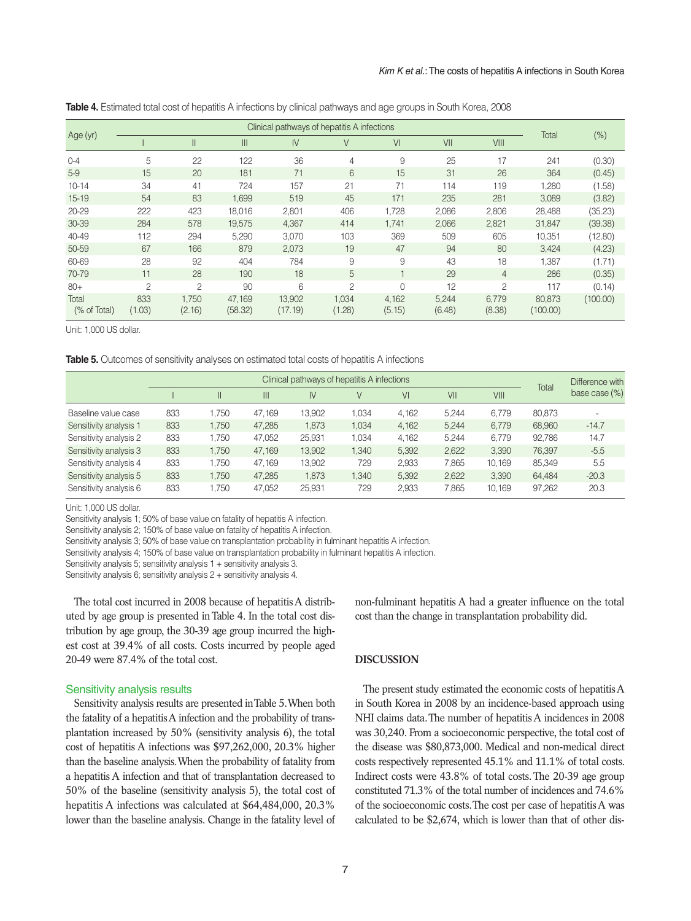**Table 4.** Estimated total cost of hepatitis A infections by clinical pathways and age groups in South Korea, 2008

| Age (yr) | Clinical pathways of hepatitis A infections | | | | | | | | Total | (%) |
|---|---|---|---|---|---|---|---|---|---|---|
| | I | II | III | IV | V | VI | VII | VIII | | |
| 0-4 | 5 | 22 | 122 | 36 | 4 | 9 | 25 | 17 | 241 | (0.30) |
| 5-9 | 15 | 20 | 181 | 71 | 6 | 15 | 31 | 26 | 364 | (0.45) |
| 10-14 | 34 | 41 | 724 | 157 | 21 | 71 | 114 | 119 | 1,280 | (1.58) |
| 15-19 | 54 | 83 | 1,699 | 519 | 45 | 171 | 235 | 281 | 3,089 | (3.82) |
| 20-29 | 222 | 423 | 18,016 | 2,801 | 406 | 1,728 | 2,086 | 2,806 | 28,488 | (35.23) |
| 30-39 | 284 | 578 | 19,575 | 4,367 | 414 | 1,741 | 2,066 | 2,821 | 31,847 | (39.38) |
| 40-49 | 112 | 294 | 5,290 | 3,070 | 103 | 369 | 509 | 605 | 10,351 | (12.80) |
| 50-59 | 67 | 166 | 879 | 2,073 | 19 | 47 | 94 | 80 | 3,424 | (4.23) |
| 60-69 | 28 | 92 | 404 | 784 | 9 | 9 | 43 | 18 | 1,387 | (1.71) |
| 70-79 | 11 | 28 | 190 | 18 | 5 | 1 | 29 | 4 | 286 | (0.35) |
| 80+ | 2 | 2 | 90 | 6 | 2 | 0 | 12 | 2 | 117 | (0.14) |
| Total (% of Total) | 833 (1.03) | 1,750 (2.16) | 47,169 (58.32) | 13,902 (17.19) | 1,034 (1.28) | 4,162 (5.15) | 5,244 (6.48) | 6,779 (8.38) | 80,873 (100.00) | (100.00) |

Unit: 1,000 US dollar.

**Table 5.** Outcomes of sensitivity analyses on estimated total costs of hepatitis A infections

| | Clinical pathways of hepatitis A infections | | | | | | | | Total | Difference with base case (%) |
|---|---|---|---|---|---|---|---|---|---|---|
| | I | II | III | IV | V | VI | VII | VIII | | |
| Baseline value case | 833 | 1,750 | 47,169 | 13,902 | 1,034 | 4,162 | 5,244 | 6,779 | 80,873 | - |
| Sensitivity analysis 1 | 833 | 1,750 | 47,285 | 1,873 | 1,034 | 4,162 | 5,244 | 6,779 | 68,960 | -14.7 |
| Sensitivity analysis 2 | 833 | 1,750 | 47,052 | 25,931 | 1,034 | 4,162 | 5,244 | 6,779 | 92,786 | 14.7 |
| Sensitivity analysis 3 | 833 | 1,750 | 47,169 | 13,902 | 1,340 | 5,392 | 2,622 | 3,390 | 76,397 | -5.5 |
| Sensitivity analysis 4 | 833 | 1,750 | 47,169 | 13,902 | 729 | 2,933 | 7,865 | 10,169 | 85,349 | 5.5 |
| Sensitivity analysis 5 | 833 | 1,750 | 47,285 | 1,873 | 1,340 | 5,392 | 2,622 | 3,390 | 64,484 | -20.3 |
| Sensitivity analysis 6 | 833 | 1,750 | 47,052 | 25,931 | 729 | 2,933 | 7,865 | 10,169 | 97,262 | 20.3 |

Unit: 1,000 US dollar.
Sensitivity analysis 1; 50% of base value on fatality of hepatitis A infection.
Sensitivity analysis 2; 150% of base value on fatality of hepatitis A infection.
Sensitivity analysis 3; 50% of base value on transplantation probability in fulminant hepatitis A infection.
Sensitivity analysis 4; 150% of base value on transplantation probability in fulminant hepatitis A infection.
Sensitivity analysis 5; sensitivity analysis 1 + sensitivity analysis 3.
Sensitivity analysis 6; sensitivity analysis 2 + sensitivity analysis 4.

The total cost incurred in 2008 because of hepatitis A distributed by age group is presented in Table 4. In the total cost distribution by age group, the 30-39 age group incurred the highest cost at 39.4% of all costs. Costs incurred by people aged 20-49 were 87.4% of the total cost.

## Sensitivity analysis results

Sensitivity analysis results are presented in Table 5. When both the fatality of a hepatitis A infection and the probability of transplantation increased by 50% (sensitivity analysis 6), the total cost of hepatitis A infections was $97,262,000, 20.3% higher than the baseline analysis. When the probability of fatality from a hepatitis A infection and that of transplantation decreased to 50% of the baseline (sensitivity analysis 5), the total cost of hepatitis A infections was calculated at $64,484,000, 20.3% lower than the baseline analysis. Change in the fatality level of non-fulminant hepatitis A had a greater influence on the total cost than the change in transplantation probability did.

# DISCUSSION

The present study estimated the economic costs of hepatitis A in South Korea in 2008 by an incidence-based approach using NHI claims data. The number of hepatitis A incidences in 2008 was 30,240. From a socioeconomic perspective, the total cost of the disease was $80,873,000. Medical and non-medical direct costs respectively represented 45.1% and 11.1% of total costs. Indirect costs were 43.8% of total costs. The 20-39 age group constituted 71.3% of the total number of incidences and 74.6% of the socioeconomic costs. The cost per case of hepatitis A was calculated to be $2,674, which is lower than that of other dis-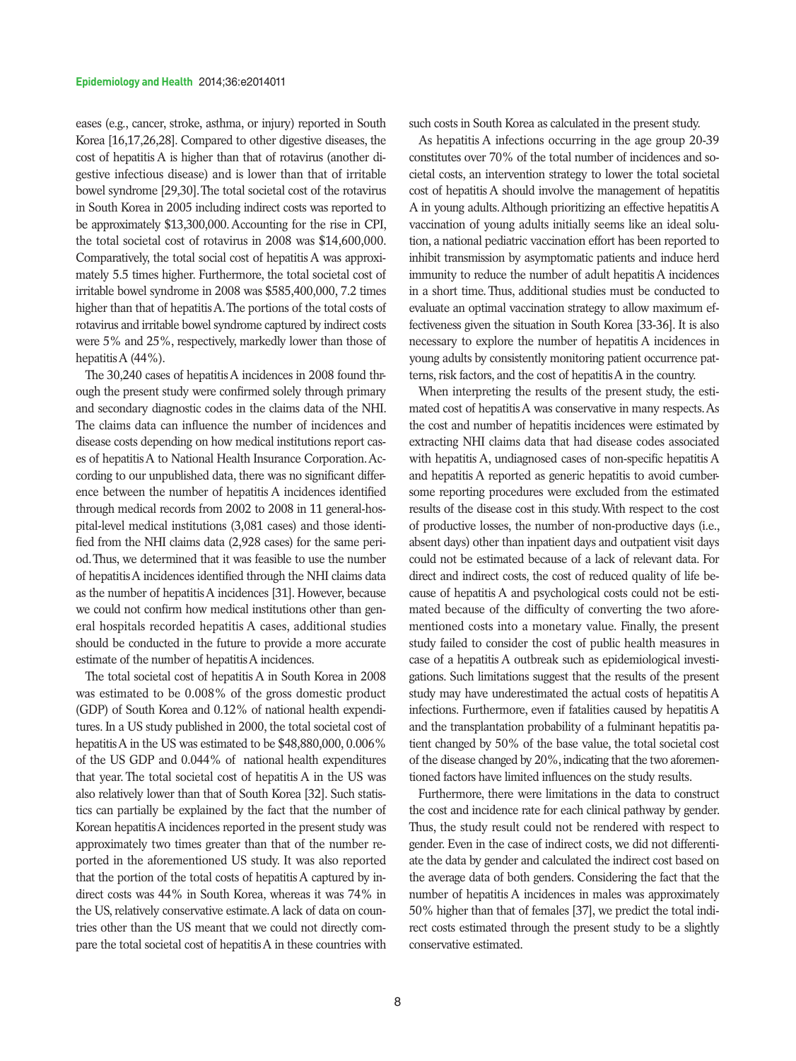eases (e.g., cancer, stroke, asthma, or injury) reported in South Korea [16,17,26,28]. Compared to other digestive diseases, the cost of hepatitis A is higher than that of rotavirus (another digestive infectious disease) and is lower than that of irritable bowel syndrome [29,30]. The total societal cost of the rotavirus in South Korea in 2005 including indirect costs was reported to be approximately $13,300,000. Accounting for the rise in CPI, the total societal cost of rotavirus in 2008 was $14,600,000. Comparatively, the total social cost of hepatitis A was approximately 5.5 times higher. Furthermore, the total societal cost of irritable bowel syndrome in 2008 was $585,400,000, 7.2 times higher than that of hepatitis A. The portions of the total costs of rotavirus and irritable bowel syndrome captured by indirect costs were 5% and 25%, respectively, markedly lower than those of hepatitis A (44%).

The 30,240 cases of hepatitis A incidences in 2008 found through the present study were confirmed solely through primary and secondary diagnostic codes in the claims data of the NHI. The claims data can influence the number of incidences and disease costs depending on how medical institutions report cases of hepatitis A to National Health Insurance Corporation. According to our unpublished data, there was no significant difference between the number of hepatitis A incidences identified through medical records from 2002 to 2008 in 11 general-hospital-level medical institutions (3,081 cases) and those identified from the NHI claims data (2,928 cases) for the same period. Thus, we determined that it was feasible to use the number of hepatitis A incidences identified through the NHI claims data as the number of hepatitis A incidences [31]. However, because we could not confirm how medical institutions other than general hospitals recorded hepatitis A cases, additional studies should be conducted in the future to provide a more accurate estimate of the number of hepatitis A incidences.

The total societal cost of hepatitis A in South Korea in 2008 was estimated to be 0.008% of the gross domestic product (GDP) of South Korea and 0.12% of national health expenditures. In a US study published in 2000, the total societal cost of hepatitis A in the US was estimated to be $48,880,000, 0.006% of the US GDP and 0.044% of national health expenditures that year. The total societal cost of hepatitis A in the US was also relatively lower than that of South Korea [32]. Such statistics can partially be explained by the fact that the number of Korean hepatitis A incidences reported in the present study was approximately two times greater than that of the number reported in the aforementioned US study. It was also reported that the portion of the total costs of hepatitis A captured by indirect costs was 44% in South Korea, whereas it was 74% in the US, relatively conservative estimate. A lack of data on countries other than the US meant that we could not directly compare the total societal cost of hepatitis A in these countries with such costs in South Korea as calculated in the present study.

As hepatitis A infections occurring in the age group 20-39 constitutes over 70% of the total number of incidences and societal costs, an intervention strategy to lower the total societal cost of hepatitis A should involve the management of hepatitis A in young adults. Although prioritizing an effective hepatitis A vaccination of young adults initially seems like an ideal solution, a national pediatric vaccination effort has been reported to inhibit transmission by asymptomatic patients and induce herd immunity to reduce the number of adult hepatitis A incidences in a short time. Thus, additional studies must be conducted to evaluate an optimal vaccination strategy to allow maximum effectiveness given the situation in South Korea [33-36]. It is also necessary to explore the number of hepatitis A incidences in young adults by consistently monitoring patient occurrence patterns, risk factors, and the cost of hepatitis A in the country.

When interpreting the results of the present study, the estimated cost of hepatitis A was conservative in many respects. As the cost and number of hepatitis incidences were estimated by extracting NHI claims data that had disease codes associated with hepatitis A, undiagnosed cases of non-specific hepatitis A and hepatitis A reported as generic hepatitis to avoid cumbersome reporting procedures were excluded from the estimated results of the disease cost in this study. With respect to the cost of productive losses, the number of non-productive days (i.e., absent days) other than inpatient days and outpatient visit days could not be estimated because of a lack of relevant data. For direct and indirect costs, the cost of reduced quality of life because of hepatitis A and psychological costs could not be estimated because of the difficulty of converting the two aforementioned costs into a monetary value. Finally, the present study failed to consider the cost of public health measures in case of a hepatitis A outbreak such as epidemiological investigations. Such limitations suggest that the results of the present study may have underestimated the actual costs of hepatitis A infections. Furthermore, even if fatalities caused by hepatitis A and the transplantation probability of a fulminant hepatitis patient changed by 50% of the base value, the total societal cost of the disease changed by 20%, indicating that the two aforementioned factors have limited influences on the study results.

Furthermore, there were limitations in the data to construct the cost and incidence rate for each clinical pathway by gender. Thus, the study result could not be rendered with respect to gender. Even in the case of indirect costs, we did not differentiate the data by gender and calculated the indirect cost based on the average data of both genders. Considering the fact that the number of hepatitis A incidences in males was approximately 50% higher than that of females [37], we predict the total indirect costs estimated through the present study to be a slightly conservative estimated.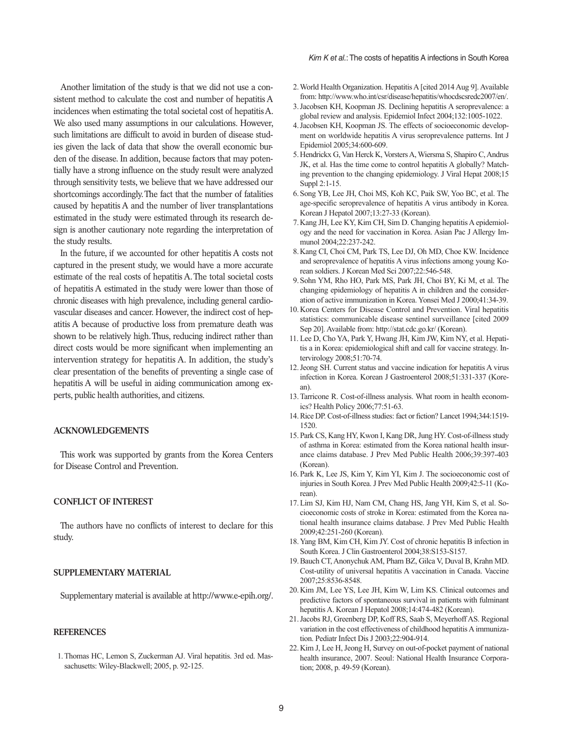Another limitation of the study is that we did not use a consistent method to calculate the cost and number of hepatitis A incidences when estimating the total societal cost of hepatitis A. We also used many assumptions in our calculations. However, such limitations are difficult to avoid in burden of disease studies given the lack of data that show the overall economic burden of the disease. In addition, because factors that may potentially have a strong influence on the study result were analyzed through sensitivity tests, we believe that we have addressed our shortcomings accordingly. The fact that the number of fatalities caused by hepatitis A and the number of liver transplantations estimated in the study were estimated through its research design is another cautionary note regarding the interpretation of the study results.

In the future, if we accounted for other hepatitis A costs not captured in the present study, we would have a more accurate estimate of the real costs of hepatitis A. The total societal costs of hepatitis A estimated in the study were lower than those of chronic diseases with high prevalence, including general cardiovascular diseases and cancer. However, the indirect cost of hepatitis A because of productive loss from premature death was shown to be relatively high. Thus, reducing indirect rather than direct costs would be more significant when implementing an intervention strategy for hepatitis A. In addition, the study's clear presentation of the benefits of preventing a single case of hepatitis A will be useful in aiding communication among experts, public health authorities, and citizens.

## ACKNOWLEDGEMENTS

This work was supported by grants from the Korea Centers for Disease Control and Prevention.

## CONFLICT OF INTEREST

The authors have no conflicts of interest to declare for this study.

## SUPPLEMENTARY MATERIAL

Supplementary material is available at http://www.e-epih.org/.

## REFERENCES

1. Thomas HC, Lemon S, Zuckerman AJ. Viral hepatitis. 3rd ed. Massachusetts: Wiley-Blackwell; 2005, p. 92-125.
2. World Health Organization. Hepatitis A [cited 2014 Aug 9]. Available from: http://www.who.int/csr/disease/hepatitis/whocdscsredc2007/en/.
3. Jacobsen KH, Koopman JS. Declining hepatitis A seroprevalence: a global review and analysis. Epidemiol Infect 2004;132:1005-1022.
4. Jacobsen KH, Koopman JS. The effects of socioeconomic development on worldwide hepatitis A virus seroprevalence patterns. Int J Epidemiol 2005;34:600-609.
5. Hendrickx G, Van Herck K, Vorsters A, Wiersma S, Shapiro C, Andrus JK, et al. Has the time come to control hepatitis A globally? Matching prevention to the changing epidemiology. J Viral Hepat 2008;15 Suppl 2:1-15.
6. Song YB, Lee JH, Choi MS, Koh KC, Paik SW, Yoo BC, et al. The age-specific seroprevalence of hepatitis A virus antibody in Korea. Korean J Hepatol 2007;13:27-33 (Korean).
7. Kang JH, Lee KY, Kim CH, Sim D. Changing hepatitis A epidemiology and the need for vaccination in Korea. Asian Pac J Allergy Immunol 2004;22:237-242.
8. Kang CI, Choi CM, Park TS, Lee DJ, Oh MD, Choe KW. Incidence and seroprevalence of hepatitis A virus infections among young Korean soldiers. J Korean Med Sci 2007;22:546-548.
9. Sohn YM, Rho HO, Park MS, Park JH, Choi BY, Ki M, et al. The changing epidemiology of hepatitis A in children and the consideration of active immunization in Korea. Yonsei Med J 2000;41:34-39.
10. Korea Centers for Disease Control and Prevention. Viral hepatitis statistics: communicable disease sentinel surveillance [cited 2009 Sep 20]. Available from: http://stat.cdc.go.kr/ (Korean).
11. Lee D, Cho YA, Park Y, Hwang JH, Kim JW, Kim NY, et al. Hepatitis a in Korea: epidemiological shift and call for vaccine strategy. Intervirology 2008;51:70-74.
12. Jeong SH. Current status and vaccine indication for hepatitis A virus infection in Korea. Korean J Gastroenterol 2008;51:331-337 (Korean).
13. Tarricone R. Cost-of-illness analysis. What room in health economics? Health Policy 2006;77:51-63.
14. Rice DP. Cost-of-illness studies: fact or fiction? Lancet 1994;344:1519-1520.
15. Park CS, Kang HY, Kwon I, Kang DR, Jung HY. Cost-of-illness study of asthma in Korea: estimated from the Korea national health insurance claims database. J Prev Med Public Health 2006;39:397-403 (Korean).
16. Park K, Lee JS, Kim Y, Kim YI, Kim J. The socioeconomic cost of injuries in South Korea. J Prev Med Public Health 2009;42:5-11 (Korean).
17. Lim SJ, Kim HJ, Nam CM, Chang HS, Jang YH, Kim S, et al. Socioeconomic costs of stroke in Korea: estimated from the Korea national health insurance claims database. J Prev Med Public Health 2009;42:251-260 (Korean).
18. Yang BM, Kim CH, Kim JY. Cost of chronic hepatitis B infection in South Korea. J Clin Gastroenterol 2004;38:S153-S157.
19. Bauch CT, Anonychuk AM, Pham BZ, Gilca V, Duval B, Krahn MD. Cost-utility of universal hepatitis A vaccination in Canada. Vaccine 2007;25:8536-8548.
20. Kim JM, Lee YS, Lee JH, Kim W, Lim KS. Clinical outcomes and predictive factors of spontaneous survival in patients with fulminant hepatitis A. Korean J Hepatol 2008;14:474-482 (Korean).
21. Jacobs RJ, Greenberg DP, Koff RS, Saab S, Meyerhoff AS. Regional variation in the cost effectiveness of childhood hepatitis A immunization. Pediatr Infect Dis J 2003;22:904-914.
22. Kim J, Lee H, Jeong H, Survey on out-of-pocket payment of national health insurance, 2007. Seoul: National Health Insurance Corporation; 2008, p. 49-59 (Korean).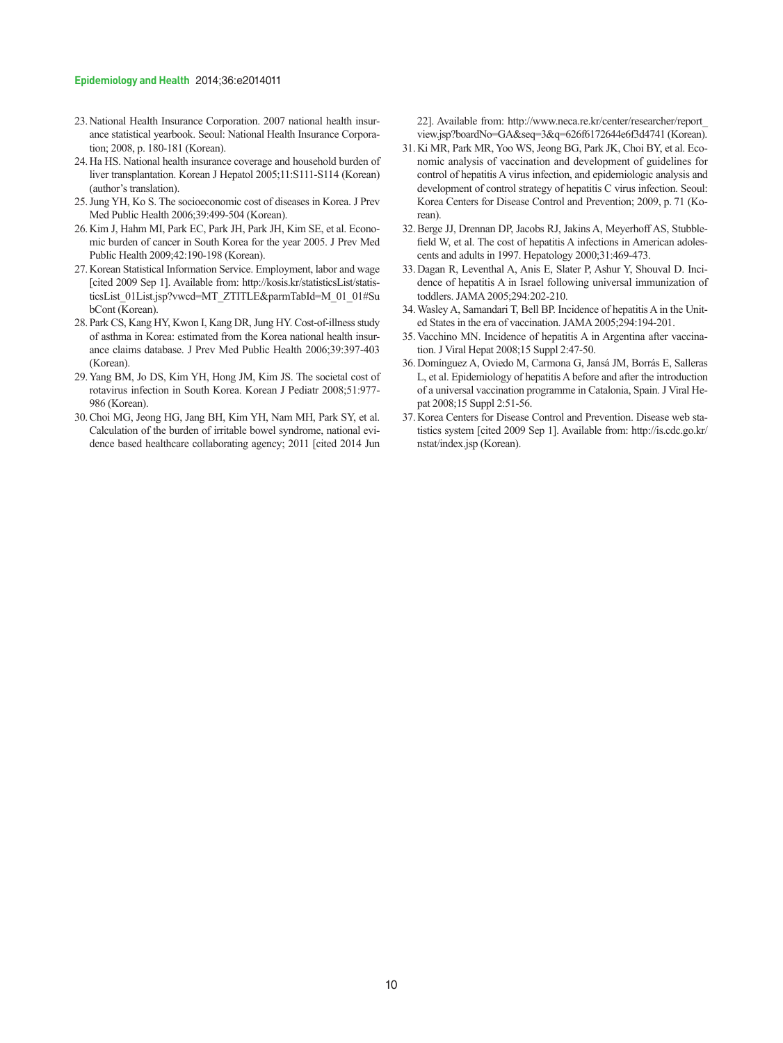23. National Health Insurance Corporation. 2007 national health insurance statistical yearbook. Seoul: National Health Insurance Corporation; 2008, p. 180-181 (Korean).
24. Ha HS. National health insurance coverage and household burden of liver transplantation. Korean J Hepatol 2005;11:S111-S114 (Korean) (author's translation).
25. Jung YH, Ko S. The socioeconomic cost of diseases in Korea. J Prev Med Public Health 2006;39:499-504 (Korean).
26. Kim J, Hahm MI, Park EC, Park JH, Park JH, Kim SE, et al. Economic burden of cancer in South Korea for the year 2005. J Prev Med Public Health 2009;42:190-198 (Korean).
27. Korean Statistical Information Service. Employment, labor and wage [cited 2009 Sep 1]. Available from: http://kosis.kr/statisticsList/statisticsList_01List.jsp?vwcd=MT_ZTITLE&parmTabId=M_01_01#SubCont (Korean).
28. Park CS, Kang HY, Kwon I, Kang DR, Jung HY. Cost-of-illness study of asthma in Korea: estimated from the Korea national health insurance claims database. J Prev Med Public Health 2006;39:397-403 (Korean).
29. Yang BM, Jo DS, Kim YH, Hong JM, Kim JS. The societal cost of rotavirus infection in South Korea. Korean J Pediatr 2008;51:977-986 (Korean).
30. Choi MG, Jeong HG, Jang BH, Kim YH, Nam MH, Park SY, et al. Calculation of the burden of irritable bowel syndrome, national evidence based healthcare collaborating agency; 2011 [cited 2014 Jun 22]. Available from: http://www.neca.re.kr/center/researcher/report_view.jsp?boardNo=GA&seq=3&q=626f6172644e6f3d4741 (Korean).
31. Ki MR, Park MR, Yoo WS, Jeong BG, Park JK, Choi BY, et al. Economic analysis of vaccination and development of guidelines for control of hepatitis A virus infection, and epidemiologic analysis and development of control strategy of hepatitis C virus infection. Seoul: Korea Centers for Disease Control and Prevention; 2009, p. 71 (Korean).
32. Berge JJ, Drennan DP, Jacobs RJ, Jakins A, Meyerhoff AS, Stubblefield W, et al. The cost of hepatitis A infections in American adolescents and adults in 1997. Hepatology 2000;31:469-473.
33. Dagan R, Leventhal A, Anis E, Slater P, Ashur Y, Shouval D. Incidence of hepatitis A in Israel following universal immunization of toddlers. JAMA 2005;294:202-210.
34. Wasley A, Samandari T, Bell BP. Incidence of hepatitis A in the United States in the era of vaccination. JAMA 2005;294:194-201.
35. Vacchino MN. Incidence of hepatitis A in Argentina after vaccination. J Viral Hepat 2008;15 Suppl 2:47-50.
36. Domínguez A, Oviedo M, Carmona G, Jansá JM, Borrás E, Salleras L, et al. Epidemiology of hepatitis A before and after the introduction of a universal vaccination programme in Catalonia, Spain. J Viral Hepat 2008;15 Suppl 2:51-56.
37. Korea Centers for Disease Control and Prevention. Disease web statistics system [cited 2009 Sep 1]. Available from: http://is.cdc.go.kr/nstat/index.jsp (Korean).